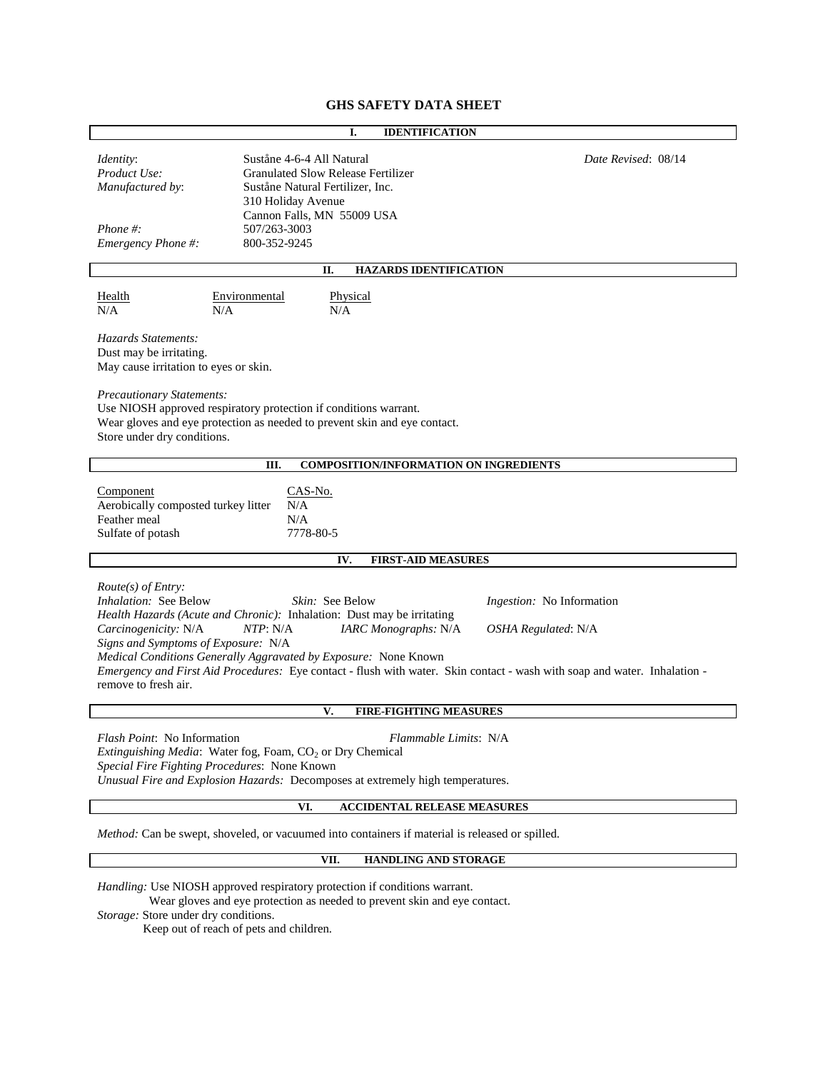# GHS SAFETY DATA SHEET

## I. IDENTIFICATION

*Identity*: Suståne 4-6-4 All Natural *Date Revised*: 08/14

*Product Use:* Granulated Slow Release Fertilizer

*Manufactured by*: Suståne Natural Fertilizer, Inc.
310 Holiday Avenue
Cannon Falls, MN 55009 USA

*Phone #:* 507/263-3003

*Emergency Phone #:* 800-352-9245

## II. HAZARDS IDENTIFICATION

| Health | Environmental | Physical |
|---|---|---|
| N/A | N/A | N/A |

*Hazards Statements:*
Dust may be irritating.
May cause irritation to eyes or skin.

*Precautionary Statements:*
Use NIOSH approved respiratory protection if conditions warrant.
Wear gloves and eye protection as needed to prevent skin and eye contact.
Store under dry conditions.

## III. COMPOSITION/INFORMATION ON INGREDIENTS

| Component | CAS-No. |
|---|---|
| Aerobically composted turkey litter | N/A |
| Feather meal | N/A |
| Sulfate of potash | 7778-80-5 |

## IV. FIRST-AID MEASURES

*Route(s) of Entry:*
*Inhalation:* See Below *Skin:* See Below *Ingestion:* No Information
*Health Hazards (Acute and Chronic):* Inhalation: Dust may be irritating
*Carcinogenicity:* N/A *NTP*: N/A *IARC Monographs:* N/A *OSHA Regulated*: N/A
*Signs and Symptoms of Exposure:* N/A
*Medical Conditions Generally Aggravated by Exposure:* None Known
*Emergency and First Aid Procedures:* Eye contact - flush with water. Skin contact - wash with soap and water. Inhalation - remove to fresh air.

## V. FIRE-FIGHTING MEASURES

*Flash Point*: No Information *Flammable Limits*: N/A
*Extinguishing Media*: Water fog, Foam, $CO_2$ or Dry Chemical
*Special Fire Fighting Procedures*: None Known
*Unusual Fire and Explosion Hazards:* Decomposes at extremely high temperatures.

## VI. ACCIDENTAL RELEASE MEASURES

*Method:* Can be swept, shoveled, or vacuumed into containers if material is released or spilled.

## VII. HANDLING AND STORAGE

*Handling:* Use NIOSH approved respiratory protection if conditions warrant.
Wear gloves and eye protection as needed to prevent skin and eye contact.
*Storage:* Store under dry conditions.
Keep out of reach of pets and children.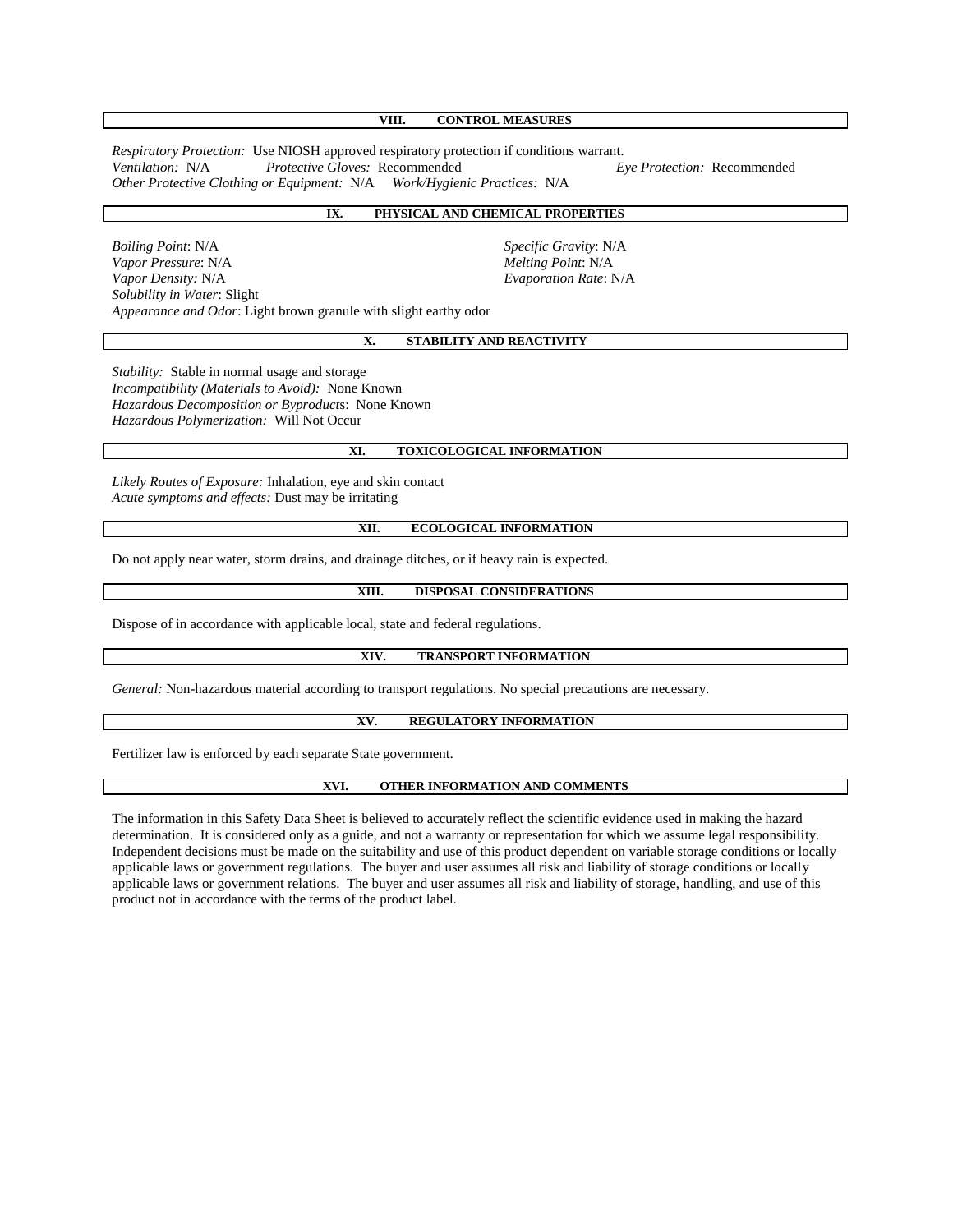## VIII. CONTROL MEASURES

*Respiratory Protection:* Use NIOSH approved respiratory protection if conditions warrant.
*Ventilation:* N/A *Protective Gloves:* Recommended *Eye Protection:* Recommended
*Other Protective Clothing or Equipment:* N/A *Work/Hygienic Practices:* N/A

## IX. PHYSICAL AND CHEMICAL PROPERTIES

*Boiling Point*: N/A
*Vapor Pressure*: N/A
*Vapor Density:* N/A
*Solubility in Water*: Slight
*Appearance and Odor*: Light brown granule with slight earthy odor
*Specific Gravity*: N/A
*Melting Point*: N/A
*Evaporation Rate*: N/A

## X. STABILITY AND REACTIVITY

*Stability:* Stable in normal usage and storage
*Incompatibility (Materials to Avoid):* None Known
*Hazardous Decomposition or Byproducts*: None Known
*Hazardous Polymerization:* Will Not Occur

## XI. TOXICOLOGICAL INFORMATION

*Likely Routes of Exposure:* Inhalation, eye and skin contact
*Acute symptoms and effects:* Dust may be irritating

## XII. ECOLOGICAL INFORMATION

Do not apply near water, storm drains, and drainage ditches, or if heavy rain is expected.

## XIII. DISPOSAL CONSIDERATIONS

Dispose of in accordance with applicable local, state and federal regulations.

## XIV. TRANSPORT INFORMATION

*General:* Non-hazardous material according to transport regulations. No special precautions are necessary.

## XV. REGULATORY INFORMATION

Fertilizer law is enforced by each separate State government.

## XVI. OTHER INFORMATION AND COMMENTS

The information in this Safety Data Sheet is believed to accurately reflect the scientific evidence used in making the hazard determination. It is considered only as a guide, and not a warranty or representation for which we assume legal responsibility. Independent decisions must be made on the suitability and use of this product dependent on variable storage conditions or locally applicable laws or government regulations. The buyer and user assumes all risk and liability of storage conditions or locally applicable laws or government relations. The buyer and user assumes all risk and liability of storage, handling, and use of this product not in accordance with the terms of the product label.